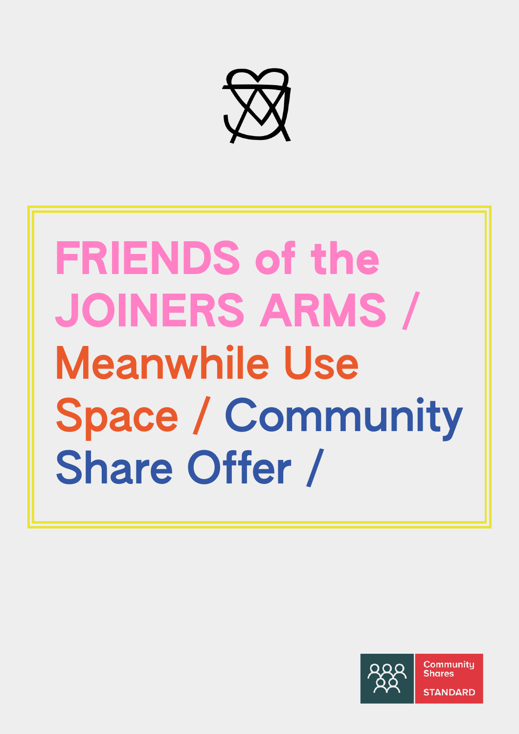# FRIENDS of the JOINERS ARMS / Meanwhile Use Space / Community Share Offer /

Community Shares STANDARD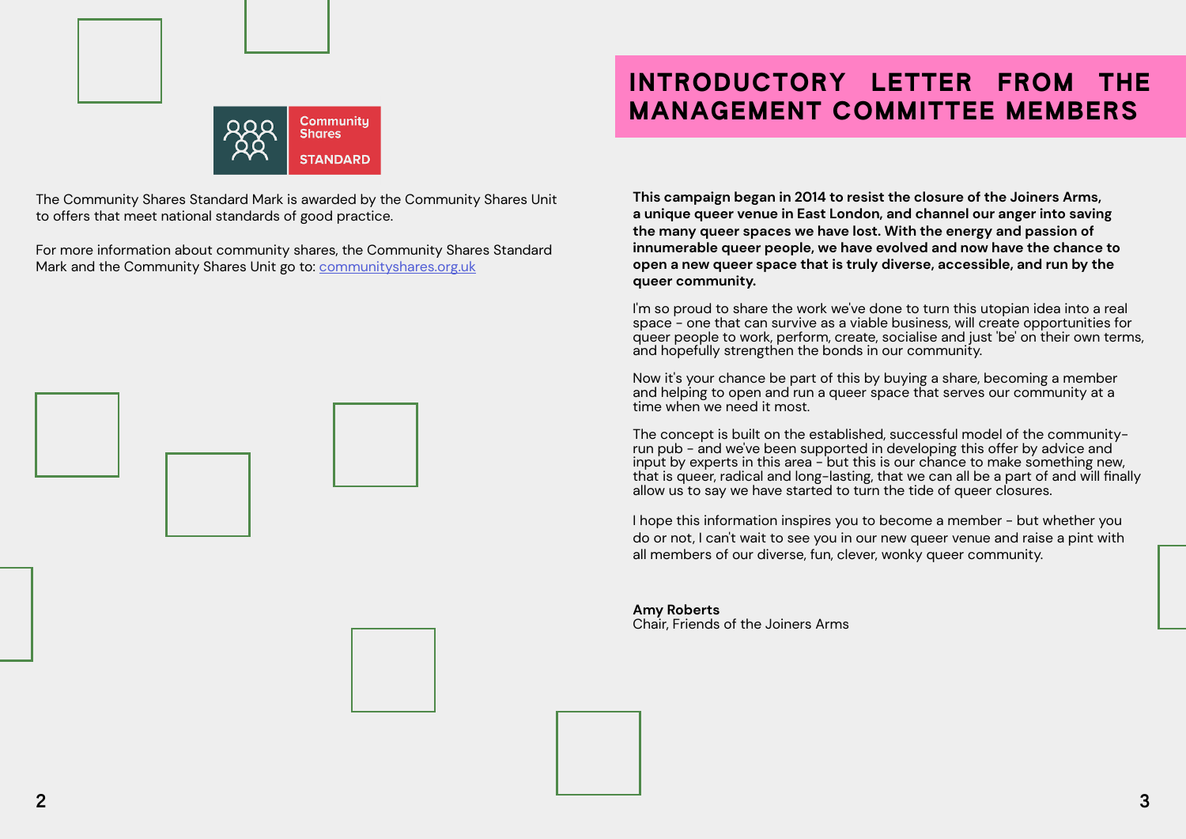Community Shares STANDARD

The Community Shares Standard Mark is awarded by the Community Shares Unit to offers that meet national standards of good practice.

For more information about community shares, the Community Shares Standard Mark and the Community Shares Unit go to: [communityshares.org.uk](https://communityshares.org.uk)

# INTRODUCTORY LETTER FROM THE MANAGEMENT COMMITTEE MEMBERS

**This campaign began in 2014 to resist the closure of the Joiners Arms, a unique queer venue in East London, and channel our anger into saving the many queer spaces we have lost. With the energy and passion of innumerable queer people, we have evolved and now have the chance to open a new queer space that is truly diverse, accessible, and run by the queer community.**

I'm so proud to share the work we've done to turn this utopian idea into a real space - one that can survive as a viable business, will create opportunities for queer people to work, perform, create, socialise and just 'be' on their own terms, and hopefully strengthen the bonds in our community.

Now it's your chance be part of this by buying a share, becoming a member and helping to open and run a queer space that serves our community at a time when we need it most.

The concept is built on the established, successful model of the community-run pub - and we've been supported in developing this offer by advice and input by experts in this area - but this is our chance to make something new, that is queer, radical and long-lasting, that we can all be a part of and will finally allow us to say we have started to turn the tide of queer closures.

I hope this information inspires you to become a member - but whether you do or not, I can't wait to see you in our new queer venue and raise a pint with all members of our diverse, fun, clever, wonky queer community.

**Amy Roberts**
Chair, Friends of the Joiners Arms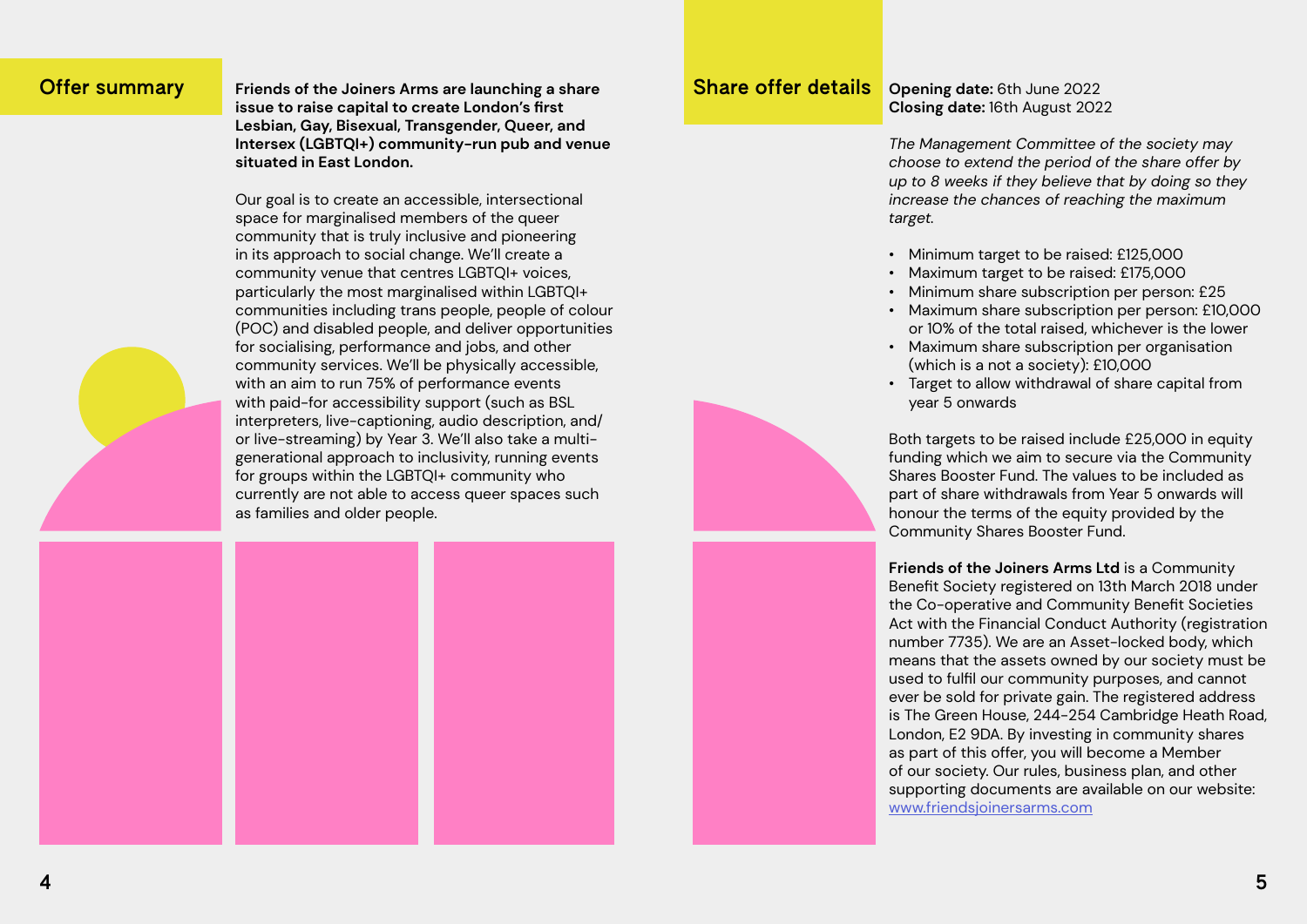## Offer summary

**Friends of the Joiners Arms are launching a share issue to raise capital to create London's first Lesbian, Gay, Bisexual, Transgender, Queer, and Intersex (LGBTQI+) community-run pub and venue situated in East London.**

Our goal is to create an accessible, intersectional space for marginalised members of the queer community that is truly inclusive and pioneering in its approach to social change. We'll create a community venue that centres LGBTQI+ voices, particularly the most marginalised within LGBTQI+ communities including trans people, people of colour (POC) and disabled people, and deliver opportunities for socialising, performance and jobs, and other community services. We'll be physically accessible, with an aim to run 75% of performance events with paid-for accessibility support (such as BSL interpreters, live-captioning, audio description, and/or live-streaming) by Year 3. We'll also take a multi-generational approach to inclusivity, running events for groups within the LGBTQI+ community who currently are not able to access queer spaces such as families and older people.

## Share offer details

**Opening date:** 6th June 2022
**Closing date:** 16th August 2022

*The Management Committee of the society may choose to extend the period of the share offer by up to 8 weeks if they believe that by doing so they increase the chances of reaching the maximum target.*

- Minimum target to be raised: £125,000
- Maximum target to be raised: £175,000
- Minimum share subscription per person: £25
- Maximum share subscription per person: £10,000 or 10% of the total raised, whichever is the lower
- Maximum share subscription per organisation (which is a not a society): £10,000
- Target to allow withdrawal of share capital from year 5 onwards

Both targets to be raised include £25,000 in equity funding which we aim to secure via the Community Shares Booster Fund. The values to be included as part of share withdrawals from Year 5 onwards will honour the terms of the equity provided by the Community Shares Booster Fund.

**Friends of the Joiners Arms Ltd** is a Community Benefit Society registered on 13th March 2018 under the Co-operative and Community Benefit Societies Act with the Financial Conduct Authority (registration number 7735). We are an Asset-locked body, which means that the assets owned by our society must be used to fulfil our community purposes, and cannot ever be sold for private gain. The registered address is The Green House, 244-254 Cambridge Heath Road, London, E2 9DA. By investing in community shares as part of this offer, you will become a Member of our society. Our rules, business plan, and other supporting documents are available on our website: www.friendsjoinersarms.com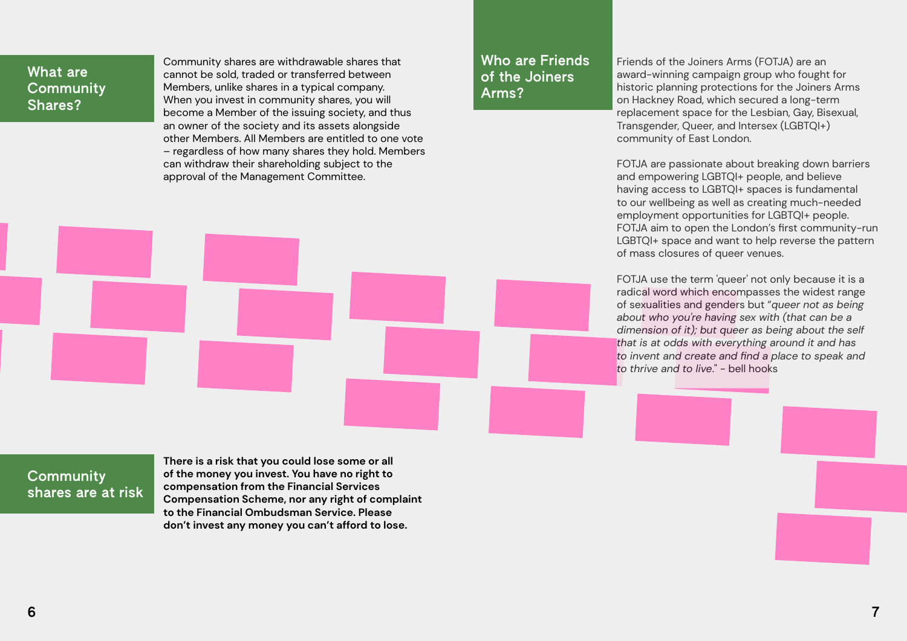## What are Community Shares?

Community shares are withdrawable shares that cannot be sold, traded or transferred between Members, unlike shares in a typical company. When you invest in community shares, you will become a Member of the issuing society, and thus an owner of the society and its assets alongside other Members. All Members are entitled to one vote – regardless of how many shares they hold. Members can withdraw their shareholding subject to the approval of the Management Committee.

## Community shares are at risk

**There is a risk that you could lose some or all of the money you invest. You have no right to compensation from the Financial Services Compensation Scheme, nor any right of complaint to the Financial Ombudsman Service. Please don't invest any money you can't afford to lose.**

## Who are Friends of the Joiners Arms?

Friends of the Joiners Arms (FOTJA) are an award-winning campaign group who fought for historic planning protections for the Joiners Arms on Hackney Road, which secured a long-term replacement space for the Lesbian, Gay, Bisexual, Transgender, Queer, and Intersex (LGBTQI+) community of East London.

FOTJA are passionate about breaking down barriers and empowering LGBTQI+ people, and believe having access to LGBTQI+ spaces is fundamental to our wellbeing as well as creating much-needed employment opportunities for LGBTQI+ people. FOTJA aim to open the London's first community-run LGBTQI+ space and want to help reverse the pattern of mass closures of queer venues.

FOTJA use the term 'queer' not only because it is a radical word which encompasses the widest range of sexualities and genders but "*queer not as being about who you're having sex with (that can be a dimension of it); but queer as being about the self that is at odds with everything around it and has to invent and create and find a place to speak and to thrive and to live.*" - bell hooks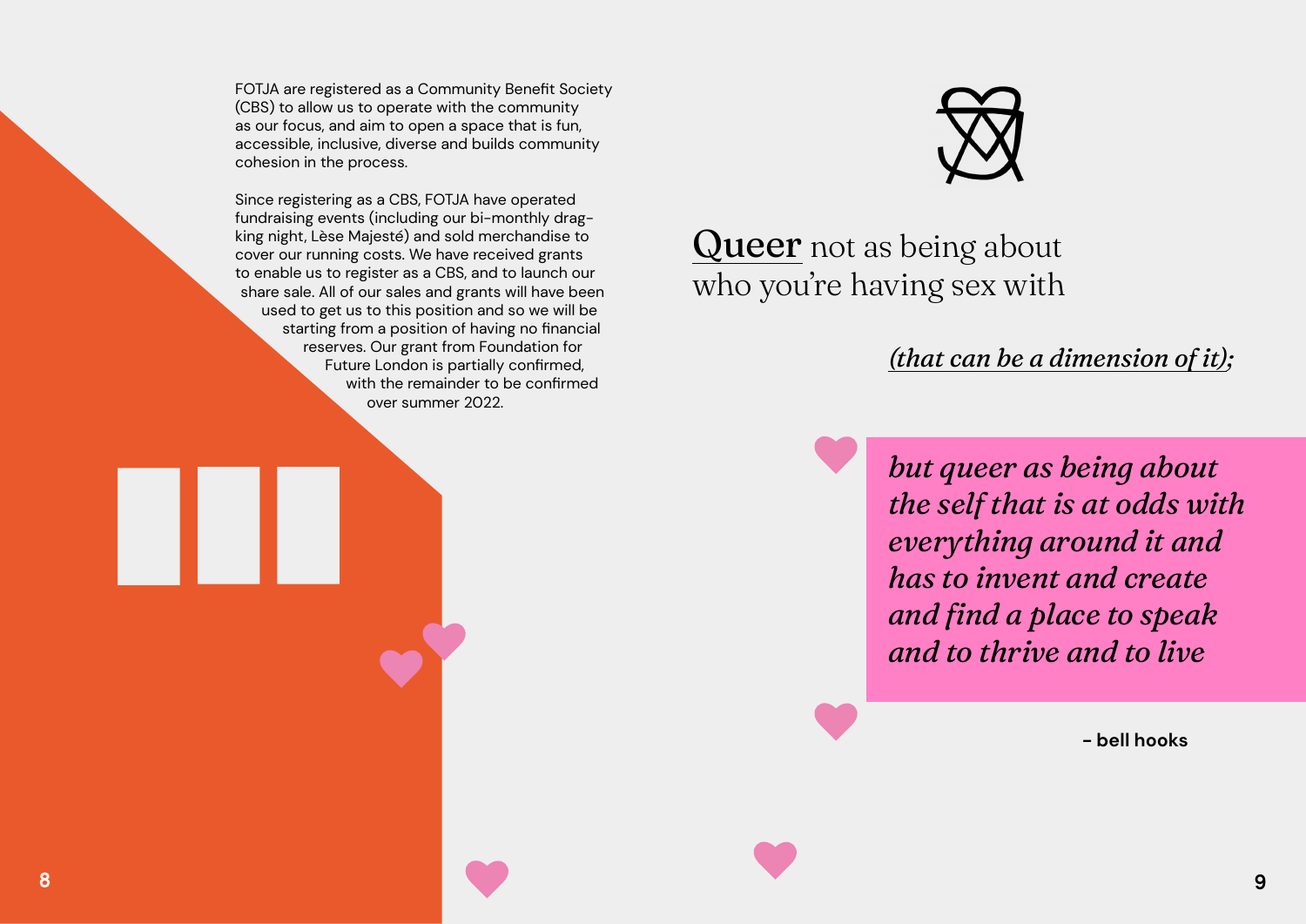FOTJA are registered as a Community Benefit Society (CBS) to allow us to operate with the community as our focus, and aim to open a space that is fun, accessible, inclusive, diverse and builds community cohesion in the process.

Since registering as a CBS, FOTJA have operated fundraising events (including our bi-monthly drag-king night, Lèse Majesté) and sold merchandise to cover our running costs. We have received grants to enable us to register as a CBS, and to launch our share sale. All of our sales and grants will have been used to get us to this position and so we will be starting from a position of having no financial reserves. Our grant from Foundation for Future London is partially confirmed, with the remainder to be confirmed over summer 2022.

Queer not as being about who you're having sex with

*(that can be a dimension of it);*

*but queer as being about the self that is at odds with everything around it and has to invent and create and find a place to speak and to thrive and to live*

**- bell hooks**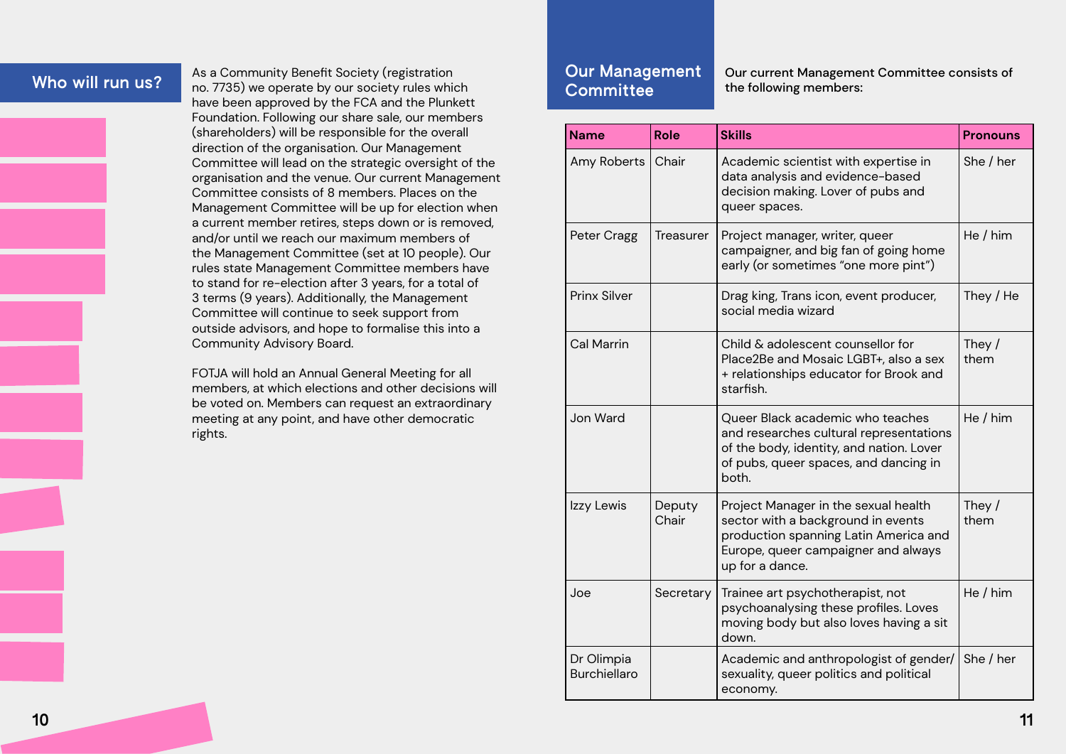## Who will run us?

As a Community Benefit Society (registration no. 7735) we operate by our society rules which have been approved by the FCA and the Plunkett Foundation. Following our share sale, our members (shareholders) will be responsible for the overall direction of the organisation. Our Management Committee will lead on the strategic oversight of the organisation and the venue. Our current Management Committee consists of 8 members. Places on the Management Committee will be up for election when a current member retires, steps down or is removed, and/or until we reach our maximum members of the Management Committee (set at 10 people). Our rules state Management Committee members have to stand for re-election after 3 years, for a total of 3 terms (9 years). Additionally, the Management Committee will continue to seek support from outside advisors, and hope to formalise this into a Community Advisory Board.

FOTJA will hold an Annual General Meeting for all members, at which elections and other decisions will be voted on. Members can request an extraordinary meeting at any point, and have other democratic rights.

## Our Management Committee

Our current Management Committee consists of the following members:

| Name | Role | Skills | Pronouns |
| --- | --- | --- | --- |
| Amy Roberts | Chair | Academic scientist with expertise in data analysis and evidence-based decision making. Lover of pubs and queer spaces. | She / her |
| Peter Cragg | Treasurer | Project manager, writer, queer campaigner, and big fan of going home early (or sometimes "one more pint") | He / him |
| Prinx Silver | | Drag king, Trans icon, event producer, social media wizard | They / He |
| Cal Marrin | | Child & adolescent counsellor for Place2Be and Mosaic LGBT+, also a sex + relationships educator for Brook and starfish. | They / them |
| Jon Ward | | Queer Black academic who teaches and researches cultural representations of the body, identity, and nation. Lover of pubs, queer spaces, and dancing in both. | He / him |
| Izzy Lewis | Deputy Chair | Project Manager in the sexual health sector with a background in events production spanning Latin America and Europe, queer campaigner and always up for a dance. | They / them |
| Joe | Secretary | Trainee art psychotherapist, not psychoanalysing these profiles. Loves moving body but also loves having a sit down. | He / him |
| Dr Olimpia Burchiellaro | | Academic and anthropologist of gender/ sexuality, queer politics and political economy. | She / her |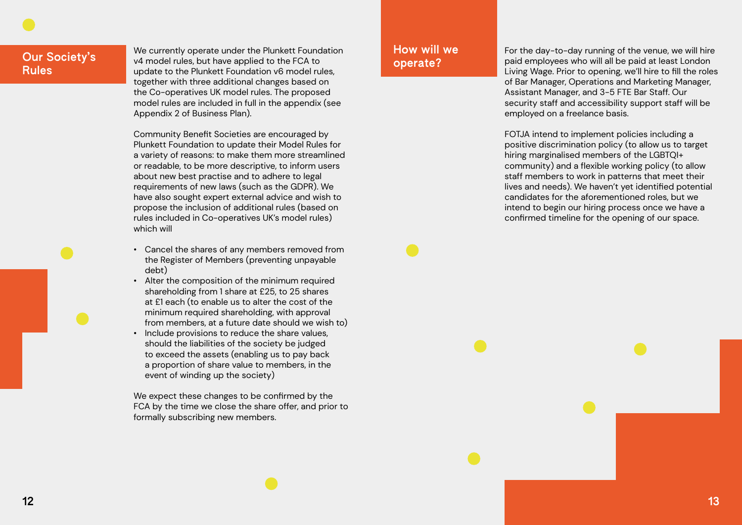## Our Society's Rules

We currently operate under the Plunkett Foundation v4 model rules, but have applied to the FCA to update to the Plunkett Foundation v6 model rules, together with three additional changes based on the Co-operatives UK model rules. The proposed model rules are included in full in the appendix (see Appendix 2 of Business Plan).

Community Benefit Societies are encouraged by Plunkett Foundation to update their Model Rules for a variety of reasons: to make them more streamlined or readable, to be more descriptive, to inform users about new best practise and to adhere to legal requirements of new laws (such as the GDPR). We have also sought expert external advice and wish to propose the inclusion of additional rules (based on rules included in Co-operatives UK's model rules) which will

- Cancel the shares of any members removed from the Register of Members (preventing unpayable debt)
- Alter the composition of the minimum required shareholding from 1 share at £25, to 25 shares at £1 each (to enable us to alter the cost of the minimum required shareholding, with approval from members, at a future date should we wish to)
- Include provisions to reduce the share values, should the liabilities of the society be judged to exceed the assets (enabling us to pay back a proportion of share value to members, in the event of winding up the society)

We expect these changes to be confirmed by the FCA by the time we close the share offer, and prior to formally subscribing new members.

## How will we operate?

For the day-to-day running of the venue, we will hire paid employees who will all be paid at least London Living Wage. Prior to opening, we'll hire to fill the roles of Bar Manager, Operations and Marketing Manager, Assistant Manager, and 3-5 FTE Bar Staff. Our security staff and accessibility support staff will be employed on a freelance basis.

FOTJA intend to implement policies including a positive discrimination policy (to allow us to target hiring marginalised members of the LGBTQI+ community) and a flexible working policy (to allow staff members to work in patterns that meet their lives and needs). We haven't yet identified potential candidates for the aforementioned roles, but we intend to begin our hiring process once we have a confirmed timeline for the opening of our space.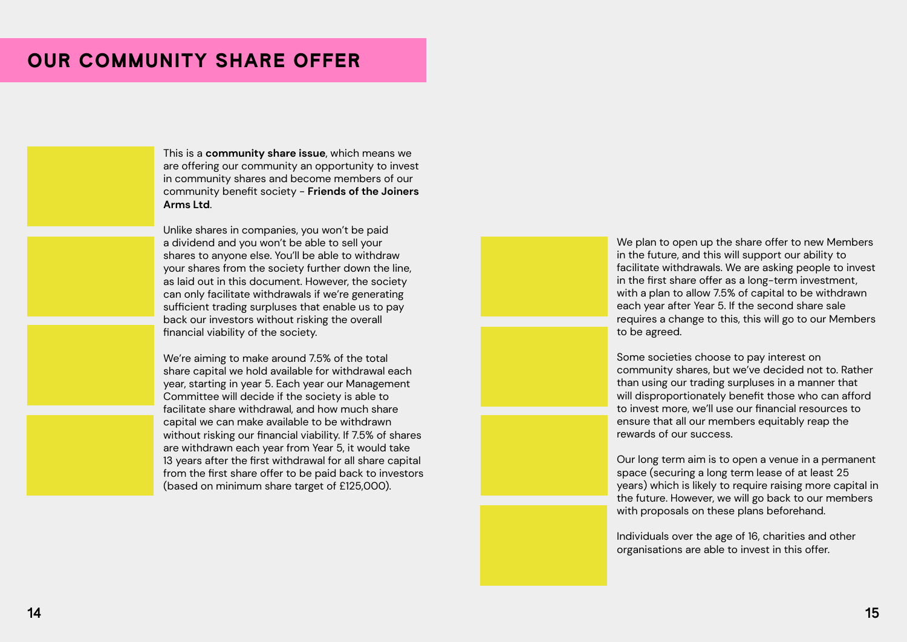# OUR COMMUNITY SHARE OFFER

This is a **community share issue**, which means we are offering our community an opportunity to invest in community shares and become members of our community benefit society - **Friends of the Joiners Arms Ltd**.

Unlike shares in companies, you won't be paid a dividend and you won't be able to sell your shares to anyone else. You'll be able to withdraw your shares from the society further down the line, as laid out in this document. However, the society can only facilitate withdrawals if we're generating sufficient trading surpluses that enable us to pay back our investors without risking the overall financial viability of the society.

We're aiming to make around 7.5% of the total share capital we hold available for withdrawal each year, starting in year 5. Each year our Management Committee will decide if the society is able to facilitate share withdrawal, and how much share capital we can make available to be withdrawn without risking our financial viability. If 7.5% of shares are withdrawn each year from Year 5, it would take 13 years after the first withdrawal for all share capital from the first share offer to be paid back to investors (based on minimum share target of £125,000).

We plan to open up the share offer to new Members in the future, and this will support our ability to facilitate withdrawals. We are asking people to invest in the first share offer as a long-term investment, with a plan to allow 7.5% of capital to be withdrawn each year after Year 5. If the second share sale requires a change to this, this will go to our Members to be agreed.

Some societies choose to pay interest on community shares, but we've decided not to. Rather than using our trading surpluses in a manner that will disproportionately benefit those who can afford to invest more, we'll use our financial resources to ensure that all our members equitably reap the rewards of our success.

Our long term aim is to open a venue in a permanent space (securing a long term lease of at least 25 years) which is likely to require raising more capital in the future. However, we will go back to our members with proposals on these plans beforehand.

Individuals over the age of 16, charities and other organisations are able to invest in this offer.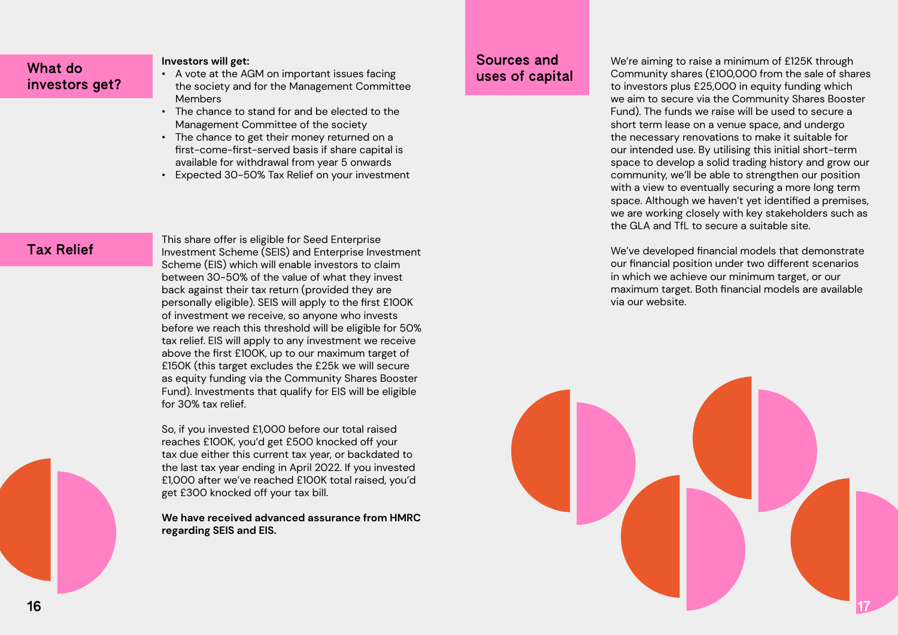## What do investors get?

**Investors will get:**

- A vote at the AGM on important issues facing the society and for the Management Committee Members
- The chance to stand for and be elected to the Management Committee of the society
- The chance to get their money returned on a first-come-first-served basis if share capital is available for withdrawal from year 5 onwards
- Expected 30-50% Tax Relief on your investment

## Tax Relief

This share offer is eligible for Seed Enterprise Investment Scheme (SEIS) and Enterprise Investment Scheme (EIS) which will enable investors to claim between 30-50% of the value of what they invest back against their tax return (provided they are personally eligible). SEIS will apply to the first £100K of investment we receive, so anyone who invests before we reach this threshold will be eligible for 50% tax relief. EIS will apply to any investment we receive above the first £100K, up to our maximum target of £150K (this target excludes the £25k we will secure as equity funding via the Community Shares Booster Fund). Investments that qualify for EIS will be eligible for 30% tax relief.

So, if you invested £1,000 before our total raised reaches £100K, you'd get £500 knocked off your tax due either this current tax year, or backdated to the last tax year ending in April 2022. If you invested £1,000 after we've reached £100K total raised, you'd get £300 knocked off your tax bill.

**We have received advanced assurance from HMRC regarding SEIS and EIS.**

## Sources and uses of capital

We're aiming to raise a minimum of £125K through Community shares (£100,000 from the sale of shares to investors plus £25,000 in equity funding which we aim to secure via the Community Shares Booster Fund). The funds we raise will be used to secure a short term lease on a venue space, and undergo the necessary renovations to make it suitable for our intended use. By utilising this initial short-term space to develop a solid trading history and grow our community, we'll be able to strengthen our position with a view to eventually securing a more long term space. Although we haven't yet identified a premises, we are working closely with key stakeholders such as the GLA and TfL to secure a suitable site.

We've developed financial models that demonstrate our financial position under two different scenarios in which we achieve our minimum target, or our maximum target. Both financial models are available via our website.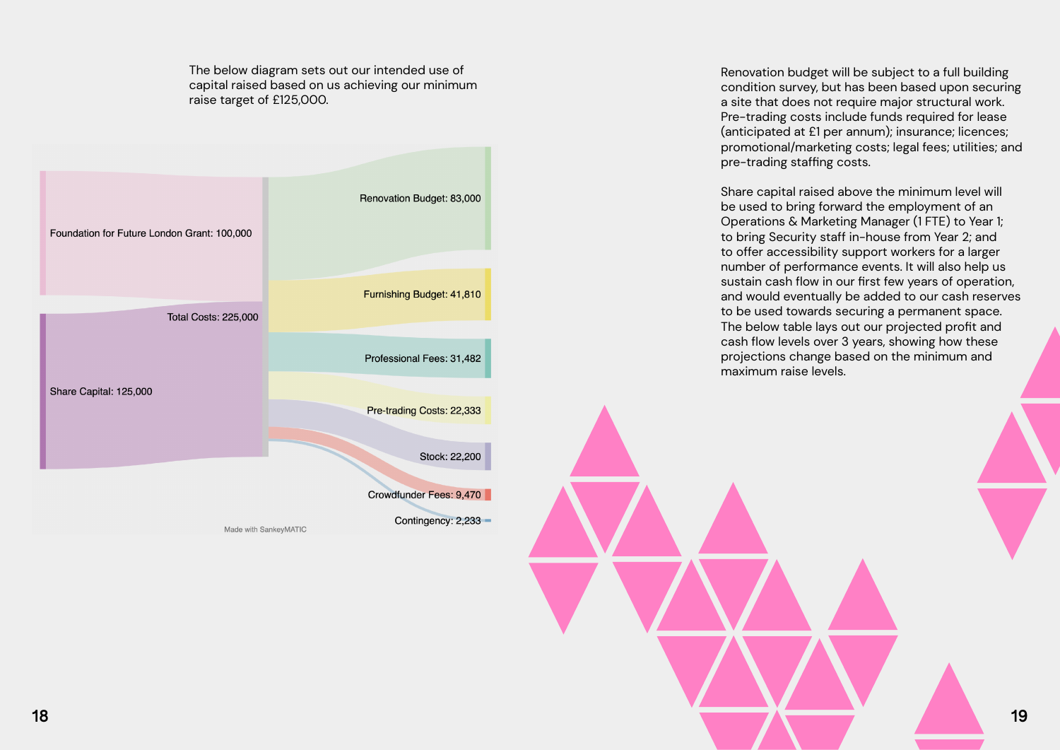The below diagram sets out our intended use of capital raised based on us achieving our minimum raise target of £125,000.

Foundation for Future London Grant: 100,000

Share Capital: 125,000

Total Costs: 225,000

Renovation Budget: 83,000

Furnishing Budget: 41,810

Professional Fees: 31,482

Pre-trading Costs: 22,333

Stock: 22,200

Crowdfunder Fees: 9,470

Contingency: 2,233

Made with SankeyMATIC

Renovation budget will be subject to a full building condition survey, but has been based upon securing a site that does not require major structural work. Pre-trading costs include funds required for lease (anticipated at £1 per annum); insurance; licences; promotional/marketing costs; legal fees; utilities; and pre-trading staffing costs.

Share capital raised above the minimum level will be used to bring forward the employment of an Operations & Marketing Manager (1 FTE) to Year 1; to bring Security staff in-house from Year 2; and to offer accessibility support workers for a larger number of performance events. It will also help us sustain cash flow in our first few years of operation, and would eventually be added to our cash reserves to be used towards securing a permanent space. The below table lays out our projected profit and cash flow levels over 3 years, showing how these projections change based on the minimum and maximum raise levels.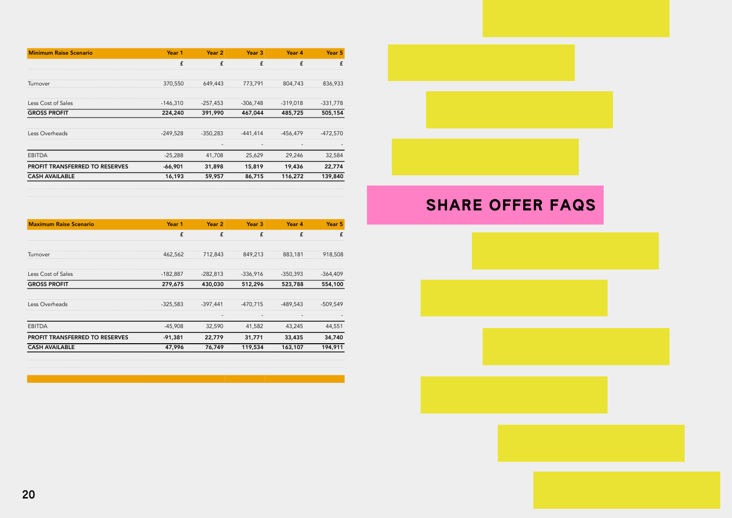| Minimum Raise Scenario | Year 1 | Year 2 | Year 3 | Year 4 | Year 5 |
|---|---|---|---|---|---|
| | £ | £ | £ | £ | £ |
| Turnover | 370,550 | 649,443 | 773,791 | 804,743 | 836,933 |
| Less Cost of Sales | -146,310 | -257,453 | -306,748 | -319,018 | -331,778 |
| **GROSS PROFIT** | **224,240** | **391,990** | **467,044** | **485,725** | **505,154** |
| Less Overheads | -249,528 | -350,283 | -441,414 | -456,479 | -472,570 |
| | | - | - | - | - |
| EBITDA | -25,288 | 41,708 | 25,629 | 29,246 | 32,584 |
| **PROFIT TRANSFERRED TO RESERVES** | **-66,901** | **31,898** | **15,819** | **19,436** | **22,774** |
| **CASH AVAILABLE** | **16,193** | **59,957** | **86,715** | **116,272** | **139,840** |

| Maximum Raise Scenario | Year 1 | Year 2 | Year 3 | Year 4 | Year 5 |
|---|---|---|---|---|---|
| | £ | £ | £ | £ | £ |
| Turnover | 462,562 | 712,843 | 849,213 | 883,181 | 918,508 |
| Less Cost of Sales | -182,887 | -282,813 | -336,916 | -350,393 | -364,409 |
| **GROSS PROFIT** | **279,675** | **430,030** | **512,296** | **523,788** | **554,100** |
| Less Overheads | -325,583 | -397,441 | -470,715 | -489,543 | -509,549 |
| | | - | - | - | - |
| EBITDA | -45,908 | 32,590 | 41,582 | 43,245 | 44,551 |
| **PROFIT TRANSFERRED TO RESERVES** | **-91,381** | **22,779** | **31,771** | **33,435** | **34,740** |
| **CASH AVAILABLE** | **47,996** | **76,749** | **119,534** | **163,107** | **194,911** |

# SHARE OFFER FAQS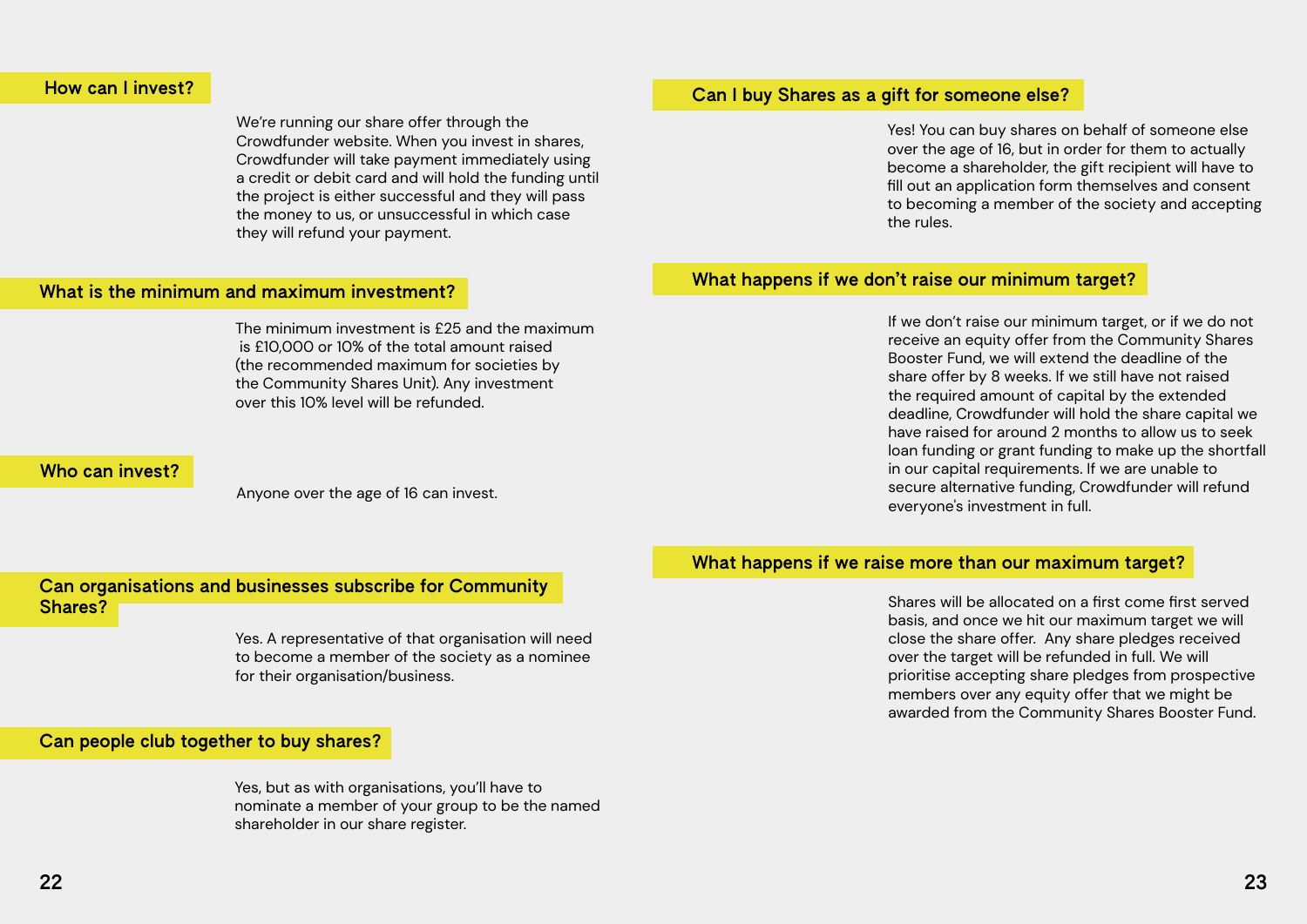## How can I invest?

We're running our share offer through the Crowdfunder website. When you invest in shares, Crowdfunder will take payment immediately using a credit or debit card and will hold the funding until the project is either successful and they will pass the money to us, or unsuccessful in which case they will refund your payment.

## What is the minimum and maximum investment?

The minimum investment is £25 and the maximum is £10,000 or 10% of the total amount raised (the recommended maximum for societies by the Community Shares Unit). Any investment over this 10% level will be refunded.

## Who can invest?

Anyone over the age of 16 can invest.

## Can organisations and businesses subscribe for Community Shares?

Yes. A representative of that organisation will need to become a member of the society as a nominee for their organisation/business.

## Can people club together to buy shares?

Yes, but as with organisations, you'll have to nominate a member of your group to be the named shareholder in our share register.

## Can I buy Shares as a gift for someone else?

Yes! You can buy shares on behalf of someone else over the age of 16, but in order for them to actually become a shareholder, the gift recipient will have to fill out an application form themselves and consent to becoming a member of the society and accepting the rules.

## What happens if we don't raise our minimum target?

If we don't raise our minimum target, or if we do not receive an equity offer from the Community Shares Booster Fund, we will extend the deadline of the share offer by 8 weeks. If we still have not raised the required amount of capital by the extended deadline, Crowdfunder will hold the share capital we have raised for around 2 months to allow us to seek loan funding or grant funding to make up the shortfall in our capital requirements. If we are unable to secure alternative funding, Crowdfunder will refund everyone's investment in full.

## What happens if we raise more than our maximum target?

Shares will be allocated on a first come first served basis, and once we hit our maximum target we will close the share offer. Any share pledges received over the target will be refunded in full. We will prioritise accepting share pledges from prospective members over any equity offer that we might be awarded from the Community Shares Booster Fund.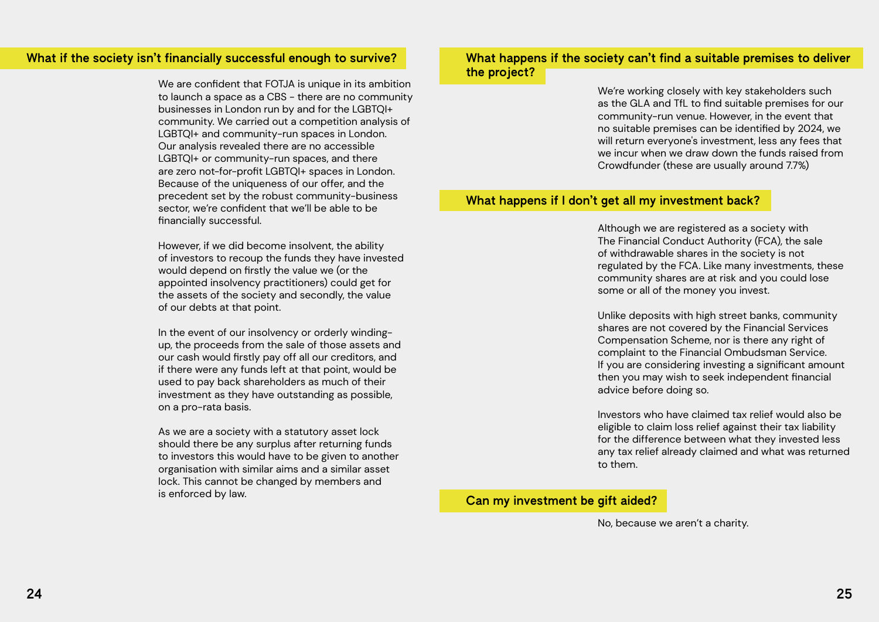## What if the society isn't financially successful enough to survive?

We are confident that FOTJA is unique in its ambition to launch a space as a CBS - there are no community businesses in London run by and for the LGBTQI+ community. We carried out a competition analysis of LGBTQI+ and community-run spaces in London. Our analysis revealed there are no accessible LGBTQI+ or community-run spaces, and there are zero not-for-profit LGBTQI+ spaces in London. Because of the uniqueness of our offer, and the precedent set by the robust community-business sector, we're confident that we'll be able to be financially successful.

However, if we did become insolvent, the ability of investors to recoup the funds they have invested would depend on firstly the value we (or the appointed insolvency practitioners) could get for the assets of the society and secondly, the value of our debts at that point.

In the event of our insolvency or orderly winding-up, the proceeds from the sale of those assets and our cash would firstly pay off all our creditors, and if there were any funds left at that point, would be used to pay back shareholders as much of their investment as they have outstanding as possible, on a pro-rata basis.

As we are a society with a statutory asset lock should there be any surplus after returning funds to investors this would have to be given to another organisation with similar aims and a similar asset lock. This cannot be changed by members and is enforced by law.

## What happens if the society can't find a suitable premises to deliver the project?

We're working closely with key stakeholders such as the GLA and TfL to find suitable premises for our community-run venue. However, in the event that no suitable premises can be identified by 2024, we will return everyone's investment, less any fees that we incur when we draw down the funds raised from Crowdfunder (these are usually around 7.7%)

## What happens if I don't get all my investment back?

Although we are registered as a society with The Financial Conduct Authority (FCA), the sale of withdrawable shares in the society is not regulated by the FCA. Like many investments, these community shares are at risk and you could lose some or all of the money you invest.

Unlike deposits with high street banks, community shares are not covered by the Financial Services Compensation Scheme, nor is there any right of complaint to the Financial Ombudsman Service. If you are considering investing a significant amount then you may wish to seek independent financial advice before doing so.

Investors who have claimed tax relief would also be eligible to claim loss relief against their tax liability for the difference between what they invested less any tax relief already claimed and what was returned to them.

## Can my investment be gift aided?

No, because we aren't a charity.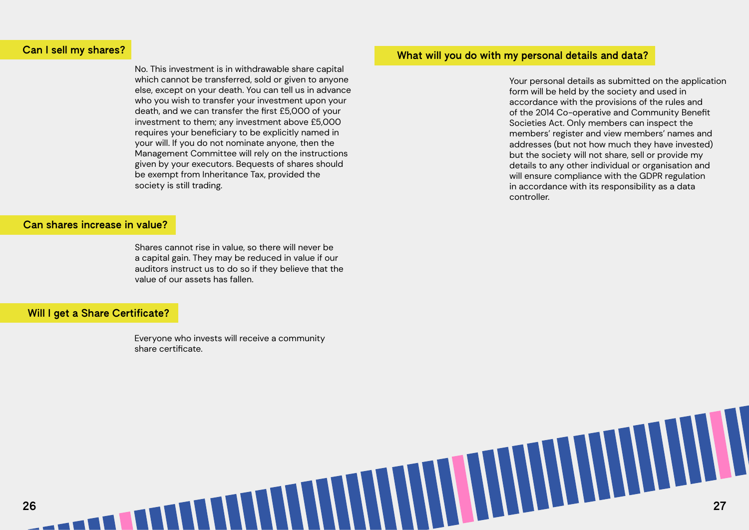## Can I sell my shares?

No. This investment is in withdrawable share capital which cannot be transferred, sold or given to anyone else, except on your death. You can tell us in advance who you wish to transfer your investment upon your death, and we can transfer the first £5,000 of your investment to them; any investment above £5,000 requires your beneficiary to be explicitly named in your will. If you do not nominate anyone, then the Management Committee will rely on the instructions given by your executors. Bequests of shares should be exempt from Inheritance Tax, provided the society is still trading.

## Can shares increase in value?

Shares cannot rise in value, so there will never be a capital gain. They may be reduced in value if our auditors instruct us to do so if they believe that the value of our assets has fallen.

## Will I get a Share Certificate?

Everyone who invests will receive a community share certificate.

## What will you do with my personal details and data?

Your personal details as submitted on the application form will be held by the society and used in accordance with the provisions of the rules and of the 2014 Co-operative and Community Benefit Societies Act. Only members can inspect the members' register and view members' names and addresses (but not how much they have invested) but the society will not share, sell or provide my details to any other individual or organisation and will ensure compliance with the GDPR regulation in accordance with its responsibility as a data controller.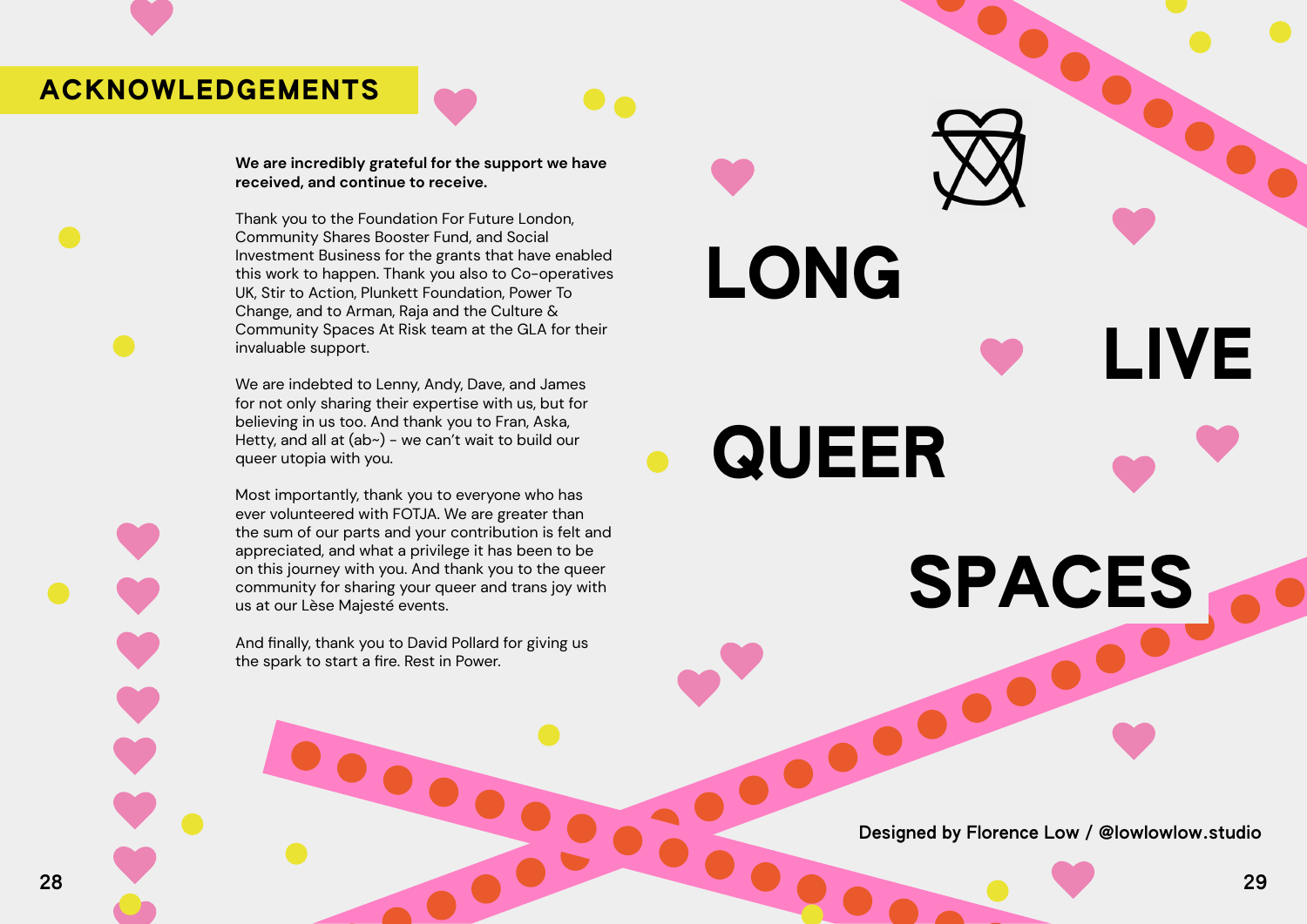## ACKNOWLEDGEMENTS

**We are incredibly grateful for the support we have received, and continue to receive.**

Thank you to the Foundation For Future London, Community Shares Booster Fund, and Social Investment Business for the grants that have enabled this work to happen. Thank you also to Co-operatives UK, Stir to Action, Plunkett Foundation, Power To Change, and to Arman, Raja and the Culture & Community Spaces At Risk team at the GLA for their invaluable support.

We are indebted to Lenny, Andy, Dave, and James for not only sharing their expertise with us, but for believing in us too. And thank you to Fran, Aska, Hetty, and all at (ab~) - we can't wait to build our queer utopia with you.

Most importantly, thank you to everyone who has ever volunteered with FOTJA. We are greater than the sum of our parts and your contribution is felt and appreciated, and what a privilege it has been to be on this journey with you. And thank you to the queer community for sharing your queer and trans joy with us at our Lèse Majesté events.

And finally, thank you to David Pollard for giving us the spark to start a fire. Rest in Power.

# LONG LIVE QUEER SPACES

**Designed by Florence Low / @lowlowlow.studio**